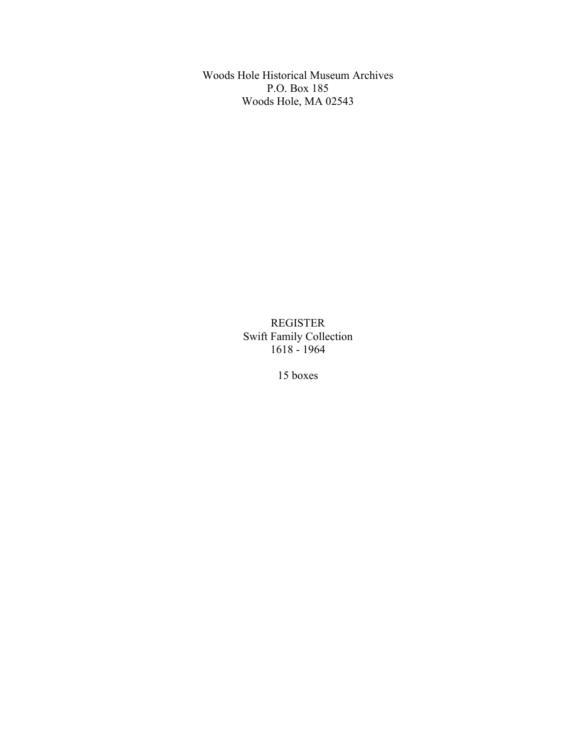Woods Hole Historical Museum Archives
P.O. Box 185
Woods Hole, MA 02543

# REGISTER
## Swift Family Collection
1618 - 1964

15 boxes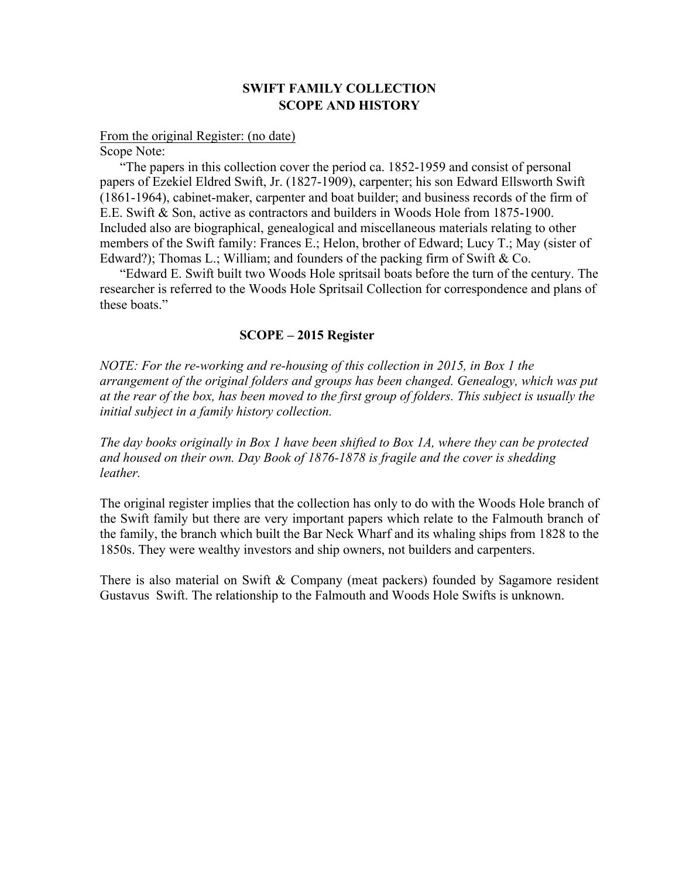# SWIFT FAMILY COLLECTION
# SCOPE AND HISTORY

From the original Register: (no date)

Scope Note:

"The papers in this collection cover the period ca. 1852-1959 and consist of personal papers of Ezekiel Eldred Swift, Jr. (1827-1909), carpenter; his son Edward Ellsworth Swift (1861-1964), cabinet-maker, carpenter and boat builder; and business records of the firm of E.E. Swift & Son, active as contractors and builders in Woods Hole from 1875-1900. Included also are biographical, genealogical and miscellaneous materials relating to other members of the Swift family: Frances E.; Helon, brother of Edward; Lucy T.; May (sister of Edward?); Thomas L.; William; and founders of the packing firm of Swift & Co.

"Edward E. Swift built two Woods Hole spritsail boats before the turn of the century. The researcher is referred to the Woods Hole Spritsail Collection for correspondence and plans of these boats."

## SCOPE – 2015 Register

*NOTE: For the re-working and re-housing of this collection in 2015, in Box 1 the arrangement of the original folders and groups has been changed. Genealogy, which was put at the rear of the box, has been moved to the first group of folders. This subject is usually the initial subject in a family history collection.*

*The day books originally in Box 1 have been shifted to Box 1A, where they can be protected and housed on their own. Day Book of 1876-1878 is fragile and the cover is shedding leather.*

The original register implies that the collection has only to do with the Woods Hole branch of the Swift family but there are very important papers which relate to the Falmouth branch of the family, the branch which built the Bar Neck Wharf and its whaling ships from 1828 to the 1850s. They were wealthy investors and ship owners, not builders and carpenters.

There is also material on Swift & Company (meat packers) founded by Sagamore resident Gustavus Swift. The relationship to the Falmouth and Woods Hole Swifts is unknown.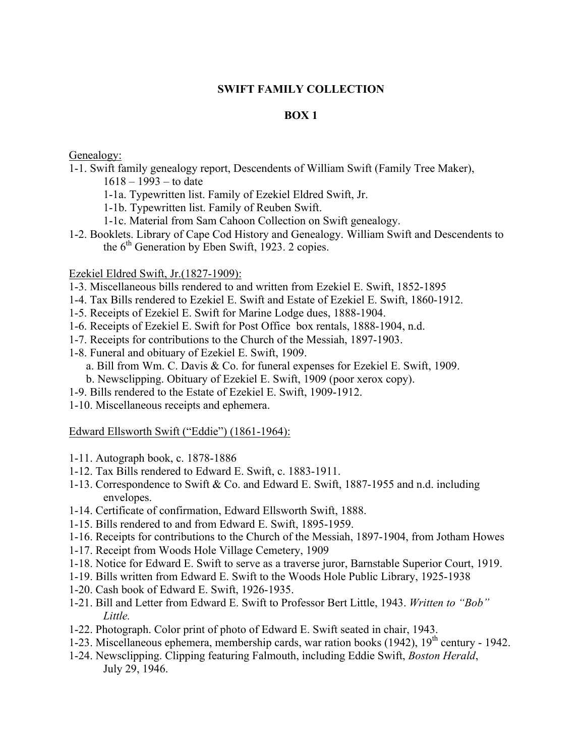**SWIFT FAMILY COLLECTION**

**BOX 1**

Genealogy:

1-1. Swift family genealogy report, Descendents of William Swift (Family Tree Maker), 1618 – 1993 – to date
   - 1-1a. Typewritten list. Family of Ezekiel Eldred Swift, Jr.
   - 1-1b. Typewritten list. Family of Reuben Swift.
   - 1-1c. Material from Sam Cahoon Collection on Swift genealogy.

1-2. Booklets. Library of Cape Cod History and Genealogy. William Swift and Descendents to the 6th Generation by Eben Swift, 1923. 2 copies.

Ezekiel Eldred Swift, Jr.(1827-1909):

1-3. Miscellaneous bills rendered to and written from Ezekiel E. Swift, 1852-1895

1-4. Tax Bills rendered to Ezekiel E. Swift and Estate of Ezekiel E. Swift, 1860-1912.

1-5. Receipts of Ezekiel E. Swift for Marine Lodge dues, 1888-1904.

1-6. Receipts of Ezekiel E. Swift for Post Office box rentals, 1888-1904, n.d.

1-7. Receipts for contributions to the Church of the Messiah, 1897-1903.

1-8. Funeral and obituary of Ezekiel E. Swift, 1909.
   - a. Bill from Wm. C. Davis & Co. for funeral expenses for Ezekiel E. Swift, 1909.
   - b. Newsclipping. Obituary of Ezekiel E. Swift, 1909 (poor xerox copy).

1-9. Bills rendered to the Estate of Ezekiel E. Swift, 1909-1912.

1-10. Miscellaneous receipts and ephemera.

Edward Ellsworth Swift ("Eddie") (1861-1964):

1-11. Autograph book, c. 1878-1886

1-12. Tax Bills rendered to Edward E. Swift, c. 1883-1911.

1-13. Correspondence to Swift & Co. and Edward E. Swift, 1887-1955 and n.d. including envelopes.

1-14. Certificate of confirmation, Edward Ellsworth Swift, 1888.

1-15. Bills rendered to and from Edward E. Swift, 1895-1959.

1-16. Receipts for contributions to the Church of the Messiah, 1897-1904, from Jotham Howes

1-17. Receipt from Woods Hole Village Cemetery, 1909

1-18. Notice for Edward E. Swift to serve as a traverse juror, Barnstable Superior Court, 1919.

1-19. Bills written from Edward E. Swift to the Woods Hole Public Library, 1925-1938

1-20. Cash book of Edward E. Swift, 1926-1935.

1-21. Bill and Letter from Edward E. Swift to Professor Bert Little, 1943. *Written to "Bob" Little.*

1-22. Photograph. Color print of photo of Edward E. Swift seated in chair, 1943.

1-23. Miscellaneous ephemera, membership cards, war ration books (1942), 19th century - 1942.

1-24. Newsclipping. Clipping featuring Falmouth, including Eddie Swift, *Boston Herald*, July 29, 1946.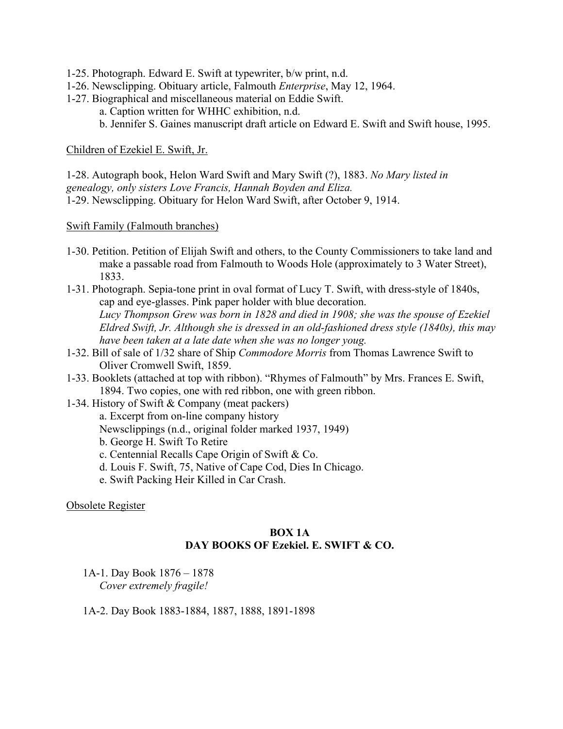1-25. Photograph. Edward E. Swift at typewriter, b/w print, n.d.
1-26. Newsclipping. Obituary article, Falmouth *Enterprise*, May 12, 1964.
1-27. Biographical and miscellaneous material on Eddie Swift.
    a. Caption written for WHHC exhibition, n.d.
    b. Jennifer S. Gaines manuscript draft article on Edward E. Swift and Swift house, 1995.

<u>Children of Ezekiel E. Swift, Jr.</u>

1-28. Autograph book, Helon Ward Swift and Mary Swift (?), 1883. *No Mary listed in genealogy, only sisters Love Francis, Hannah Boyden and Eliza.*
1-29. Newsclipping. Obituary for Helon Ward Swift, after October 9, 1914.

<u>Swift Family (Falmouth branches)</u>

1-30. Petition. Petition of Elijah Swift and others, to the County Commissioners to take land and make a passable road from Falmouth to Woods Hole (approximately to 3 Water Street), 1833.
1-31. Photograph. Sepia-tone print in oval format of Lucy T. Swift, with dress-style of 1840s, cap and eye-glasses. Pink paper holder with blue decoration.
    *Lucy Thompson Grew was born in 1828 and died in 1908; she was the spouse of Ezekiel Eldred Swift, Jr. Although she is dressed in an old-fashioned dress style (1840s), this may have been taken at a late date when she was no longer youg.*
1-32. Bill of sale of 1/32 share of Ship *Commodore Morris* from Thomas Lawrence Swift to Oliver Cromwell Swift, 1859.
1-33. Booklets (attached at top with ribbon). "Rhymes of Falmouth" by Mrs. Frances E. Swift, 1894. Two copies, one with red ribbon, one with green ribbon.
1-34. History of Swift & Company (meat packers)
    a. Excerpt from on-line company history
    Newsclippings (n.d., original folder marked 1937, 1949)
    b. George H. Swift To Retire
    c. Centennial Recalls Cape Origin of Swift & Co.
    d. Louis F. Swift, 75, Native of Cape Cod, Dies In Chicago.
    e. Swift Packing Heir Killed in Car Crash.

<u>Obsolete Register</u>

**BOX 1A**
**DAY BOOKS OF Ezekiel. E. SWIFT & CO.**

1A-1. Day Book 1876 – 1878
*Cover extremely fragile!*

1A-2. Day Book 1883-1884, 1887, 1888, 1891-1898